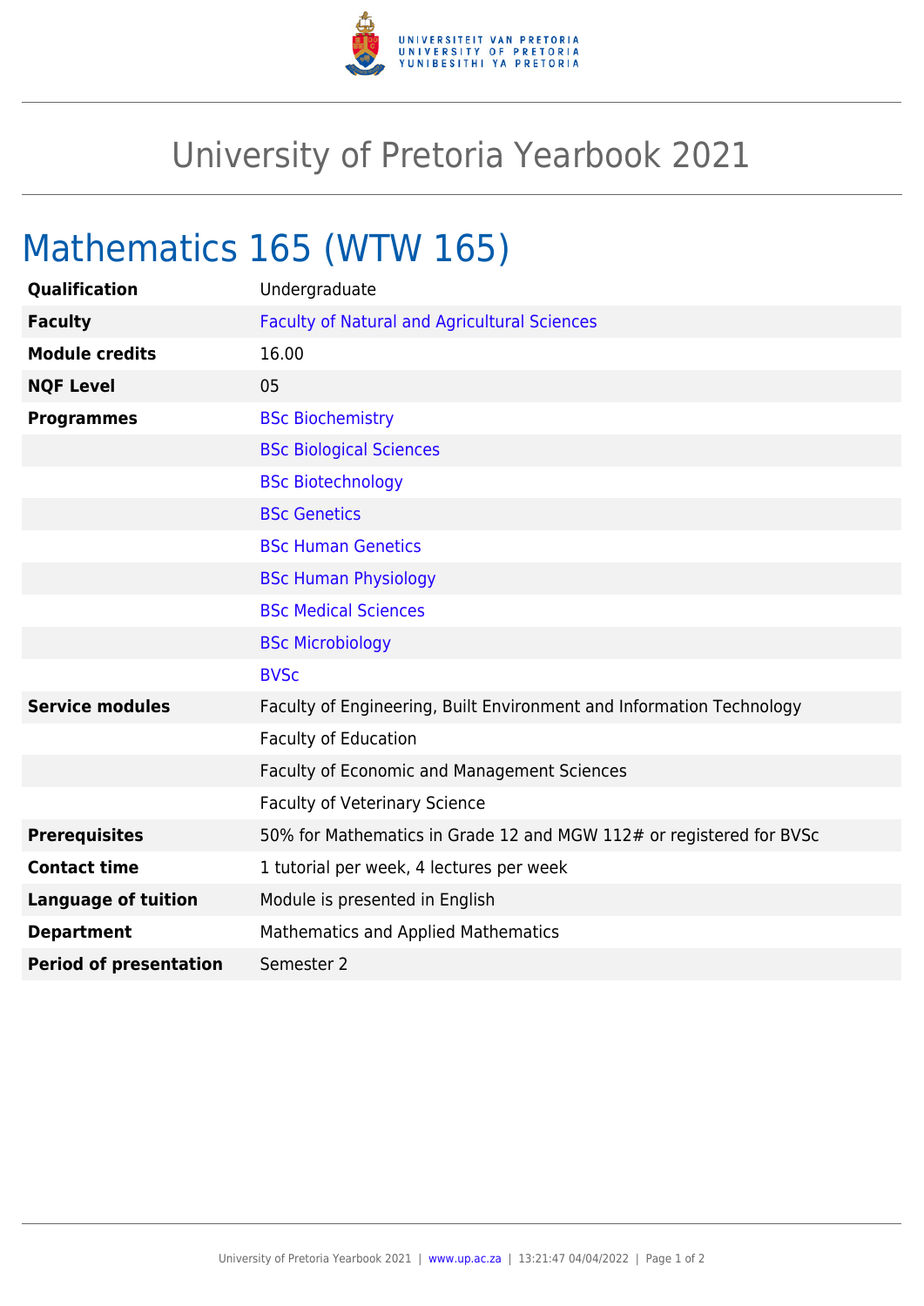# University of Pretoria Yearbook 2021

## Mathematics 165 (WTW 165)

| | |
|---|---|
| **Qualification** | Undergraduate |
| **Faculty** | Faculty of Natural and Agricultural Sciences |
| **Module credits** | 16.00 |
| **NQF Level** | 05 |
| **Programmes** | BSc Biochemistry |
| | BSc Biological Sciences |
| | BSc Biotechnology |
| | BSc Genetics |
| | BSc Human Genetics |
| | BSc Human Physiology |
| | BSc Medical Sciences |
| | BSc Microbiology |
| | BVSc |
| **Service modules** | Faculty of Engineering, Built Environment and Information Technology |
| | Faculty of Education |
| | Faculty of Economic and Management Sciences |
| | Faculty of Veterinary Science |
| **Prerequisites** | 50% for Mathematics in Grade 12 and MGW 112# or registered for BVSc |
| **Contact time** | 1 tutorial per week, 4 lectures per week |
| **Language of tuition** | Module is presented in English |
| **Department** | Mathematics and Applied Mathematics |
| **Period of presentation** | Semester 2 |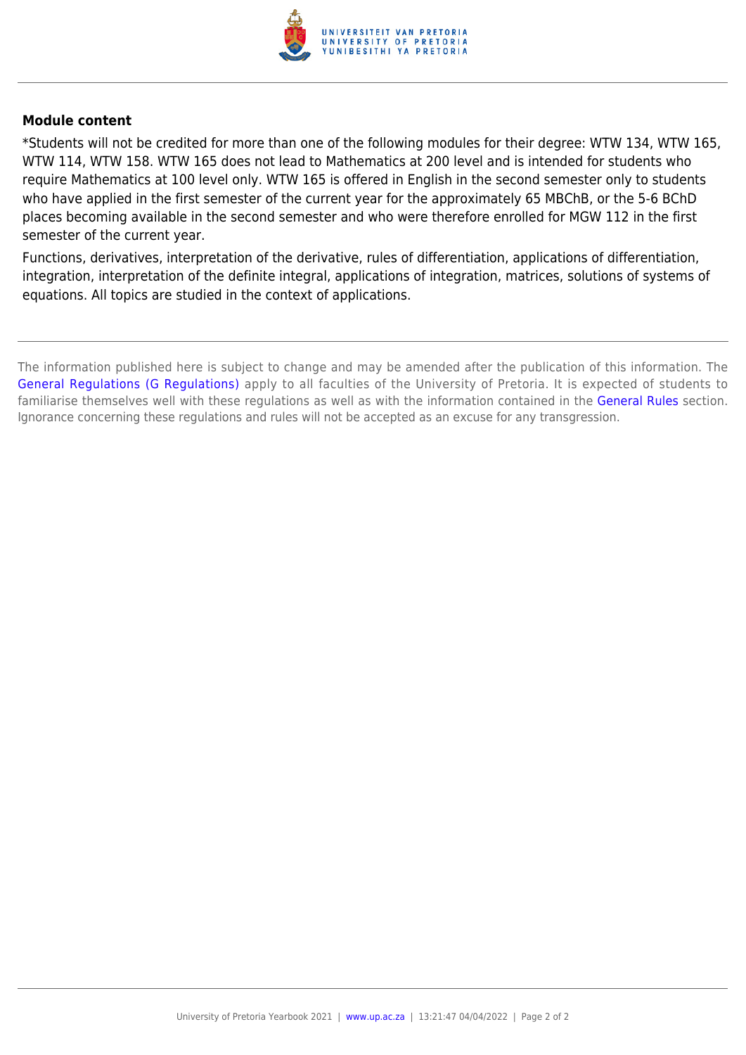### Module content

*Students will not be credited for more than one of the following modules for their degree: WTW 134, WTW 165, WTW 114, WTW 158. WTW 165 does not lead to Mathematics at 200 level and is intended for students who require Mathematics at 100 level only. WTW 165 is offered in English in the second semester only to students who have applied in the first semester of the current year for the approximately 65 MBChB, or the 5-6 BChD places becoming available in the second semester and who were therefore enrolled for MGW 112 in the first semester of the current year.

Functions, derivatives, interpretation of the derivative, rules of differentiation, applications of differentiation, integration, interpretation of the definite integral, applications of integration, matrices, solutions of systems of equations. All topics are studied in the context of applications.

The information published here is subject to change and may be amended after the publication of this information. The General Regulations (G Regulations) apply to all faculties of the University of Pretoria. It is expected of students to familiarise themselves well with these regulations as well as with the information contained in the General Rules section. Ignorance concerning these regulations and rules will not be accepted as an excuse for any transgression.